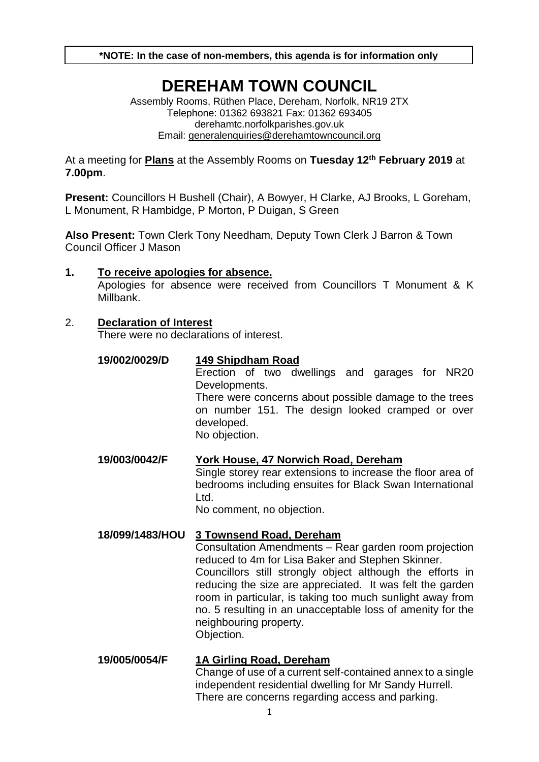**\*NOTE: In the case of non-members, this agenda is for information only**

# DEREHAM TOWN COUNCIL

Assembly Rooms, Rüthen Place, Dereham, Norfolk, NR19 2TX
Telephone: 01362 693821 Fax: 01362 693405
derehamtc.norfolkparishes.gov.uk
Email: generalenquiries@derehamtowncouncil.org

At a meeting for **Plans** at the Assembly Rooms on **Tuesday 12th February 2019** at **7.00pm**.

**Present:** Councillors H Bushell (Chair), A Bowyer, H Clarke, AJ Brooks, L Goreham, L Monument, R Hambidge, P Morton, P Duigan, S Green

**Also Present:** Town Clerk Tony Needham, Deputy Town Clerk J Barron & Town Council Officer J Mason

**1. To receive apologies for absence.**

Apologies for absence were received from Councillors T Monument & K Millbank.

**2. Declaration of Interest**

There were no declarations of interest.

**19/002/0029/D** **149 Shipdham Road**

Erection of two dwellings and garages for NR20 Developments.
There were concerns about possible damage to the trees on number 151. The design looked cramped or over developed.
No objection.

**19/003/0042/F** **York House, 47 Norwich Road, Dereham**

Single storey rear extensions to increase the floor area of bedrooms including ensuites for Black Swan International Ltd.
No comment, no objection.

**18/099/1483/HOU** **3 Townsend Road, Dereham**

Consultation Amendments – Rear garden room projection reduced to 4m for Lisa Baker and Stephen Skinner.
Councillors still strongly object although the efforts in reducing the size are appreciated. It was felt the garden room in particular, is taking too much sunlight away from no. 5 resulting in an unacceptable loss of amenity for the neighbouring property.
Objection.

**19/005/0054/F** **1A Girling Road, Dereham**

Change of use of a current self-contained annex to a single independent residential dwelling for Mr Sandy Hurrell.
There are concerns regarding access and parking.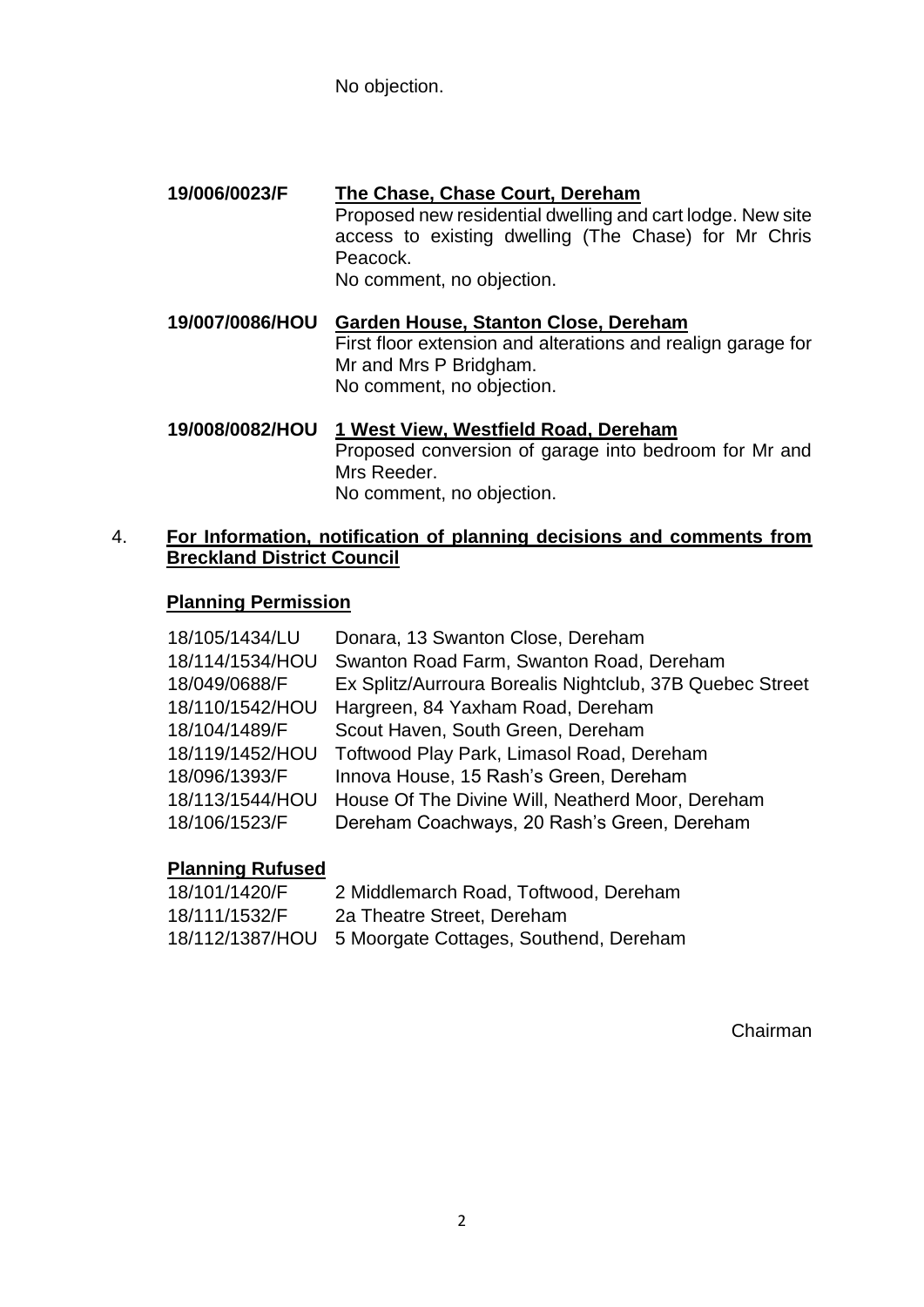No objection.

**19/006/0023/F** **<u>The Chase, Chase Court, Dereham</u>**
Proposed new residential dwelling and cart lodge. New site access to existing dwelling (The Chase) for Mr Chris Peacock.
No comment, no objection.

**19/007/0086/HOU** **<u>Garden House, Stanton Close, Dereham</u>**
First floor extension and alterations and realign garage for Mr and Mrs P Bridgham.
No comment, no objection.

**19/008/0082/HOU** **<u>1 West View, Westfield Road, Dereham</u>**
Proposed conversion of garage into bedroom for Mr and Mrs Reeder.
No comment, no objection.

4. **<u>For Information, notification of planning decisions and comments from Breckland District Council</u>**

**<u>Planning Permission</u>**

| | |
|---|---|
| 18/105/1434/LU | Donara, 13 Swanton Close, Dereham |
| 18/114/1534/HOU | Swanton Road Farm, Swanton Road, Dereham |
| 18/049/0688/F | Ex Splitz/Aurroura Borealis Nightclub, 37B Quebec Street |
| 18/110/1542/HOU | Hargreen, 84 Yaxham Road, Dereham |
| 18/104/1489/F | Scout Haven, South Green, Dereham |
| 18/119/1452/HOU | Toftwood Play Park, Limasol Road, Dereham |
| 18/096/1393/F | Innova House, 15 Rash's Green, Dereham |
| 18/113/1544/HOU | House Of The Divine Will, Neatherd Moor, Dereham |
| 18/106/1523/F | Dereham Coachways, 20 Rash's Green, Dereham |

**<u>Planning Rufused</u>**

| | |
|---|---|
| 18/101/1420/F | 2 Middlemarch Road, Toftwood, Dereham |
| 18/111/1532/F | 2a Theatre Street, Dereham |
| 18/112/1387/HOU | 5 Moorgate Cottages, Southend, Dereham |

Chairman